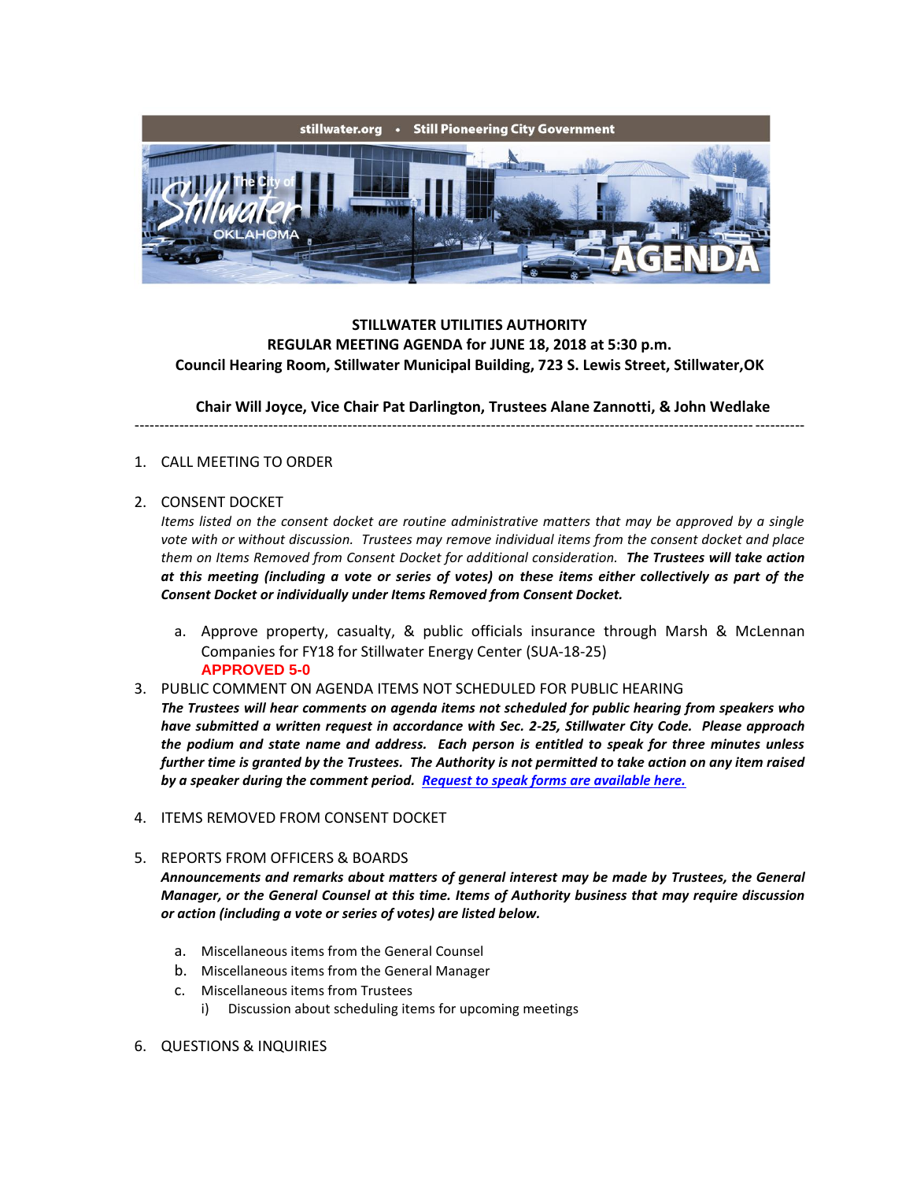stillwater.org • Still Pioneering City Government

The City of Stillwater OKLAHOMA

AGENDA

**STILLWATER UTILITIES AUTHORITY**
**REGULAR MEETING AGENDA for JUNE 18, 2018 at 5:30 p.m.**
**Council Hearing Room, Stillwater Municipal Building, 723 S. Lewis Street, Stillwater,OK**

**Chair Will Joyce, Vice Chair Pat Darlington, Trustees Alane Zannotti, & John Wedlake**

---

1. CALL MEETING TO ORDER

2. CONSENT DOCKET

   *Items listed on the consent docket are routine administrative matters that may be approved by a single vote with or without discussion. Trustees may remove individual items from the consent docket and place them on Items Removed from Consent Docket for additional consideration.* ***The Trustees will take action at this meeting (including a vote or series of votes) on these items either collectively as part of the Consent Docket or individually under Items Removed from Consent Docket.***

   a. Approve property, casualty, & public officials insurance through Marsh & McLennan Companies for FY18 for Stillwater Energy Center (SUA-18-25)
   **APPROVED 5-0**

3. PUBLIC COMMENT ON AGENDA ITEMS NOT SCHEDULED FOR PUBLIC HEARING

   ***The Trustees will hear comments on agenda items not scheduled for public hearing from speakers who have submitted a written request in accordance with Sec. 2-25, Stillwater City Code. Please approach the podium and state name and address. Each person is entitled to speak for three minutes unless further time is granted by the Trustees. The Authority is not permitted to take action on any item raised by a speaker during the comment period. Request to speak forms are available here.***

4. ITEMS REMOVED FROM CONSENT DOCKET

5. REPORTS FROM OFFICERS & BOARDS

   ***Announcements and remarks about matters of general interest may be made by Trustees, the General Manager, or the General Counsel at this time. Items of Authority business that may require discussion or action (including a vote or series of votes) are listed below.***

   a. Miscellaneous items from the General Counsel
   b. Miscellaneous items from the General Manager
   c. Miscellaneous items from Trustees
      i) Discussion about scheduling items for upcoming meetings

6. QUESTIONS & INQUIRIES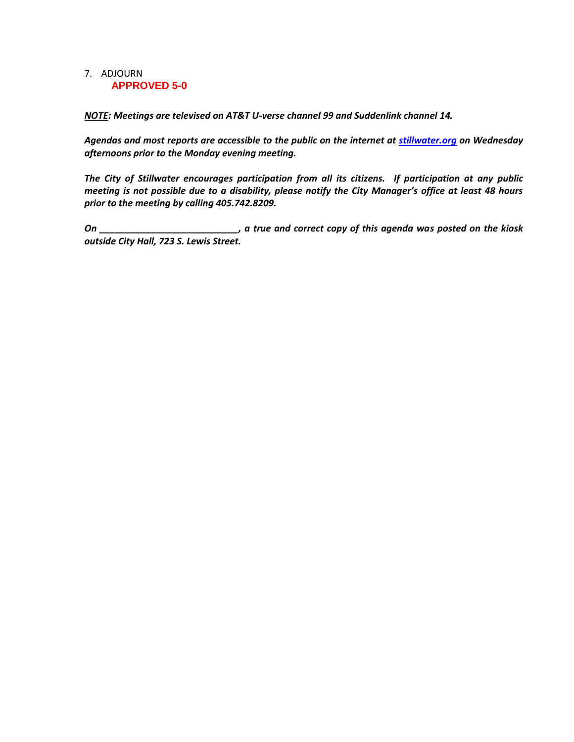7. ADJOURN
   **APPROVED 5-0**

***NOTE*: Meetings are televised on AT&T U-verse channel 99 and Suddenlink channel 14.**

***Agendas and most reports are accessible to the public on the internet at [stillwater.org](stillwater.org) on Wednesday afternoons prior to the Monday evening meeting.***

***The City of Stillwater encourages participation from all its citizens. If participation at any public meeting is not possible due to a disability, please notify the City Manager's office at least 48 hours prior to the meeting by calling 405.742.8209.***

***On ___________________________, a true and correct copy of this agenda was posted on the kiosk outside City Hall, 723 S. Lewis Street.***